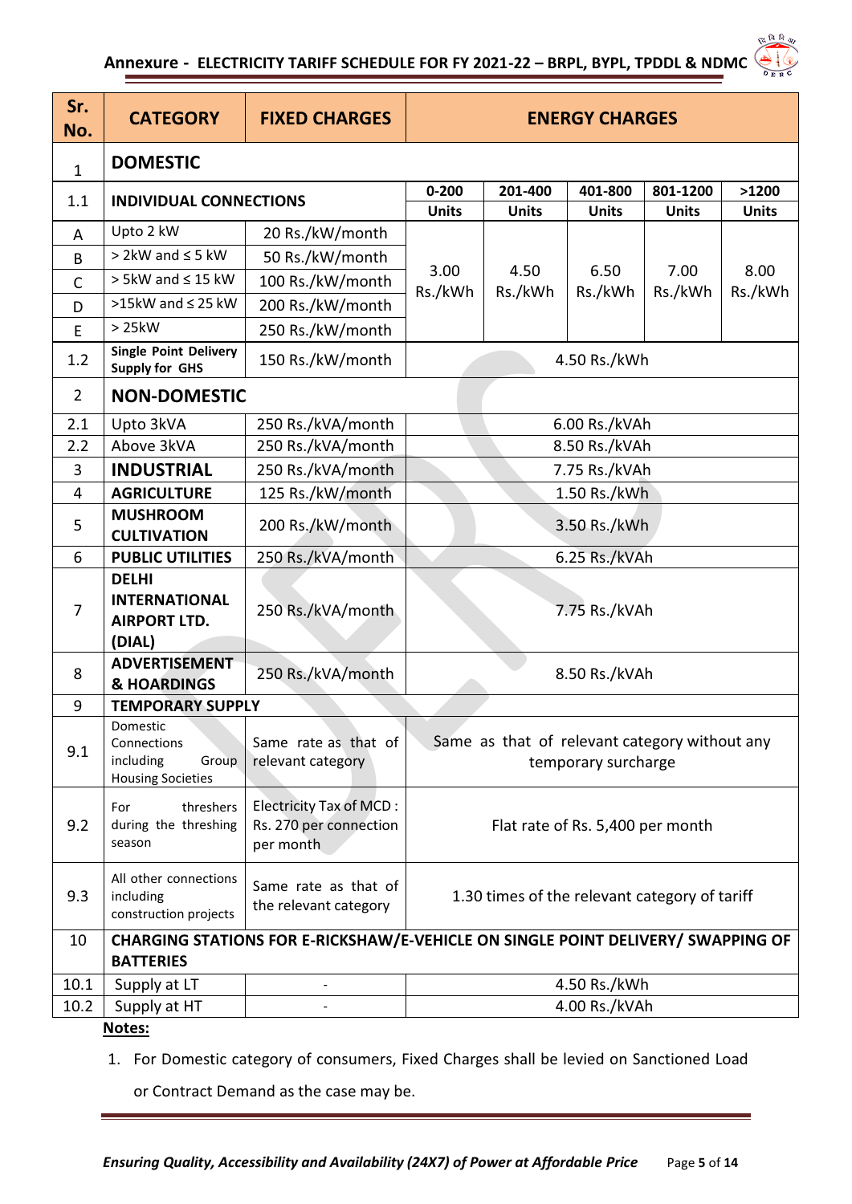## Annexure - ELECTRICITY TARIFF SCHEDULE FOR FY 2021-22 – BRPL, BYPL, TPDDL & NDMC

| Sr. No. | CATEGORY | FIXED CHARGES | ENERGY CHARGES | | | | |
|---|---|---|---|---|---|---|---|
| 1 | **DOMESTIC** | | | | | | |
| 1.1 | **INDIVIDUAL CONNECTIONS** | | 0-200 Units | 201-400 Units | 401-800 Units | 801-1200 Units | >1200 Units |
| A | Upto 2 kW | 20 Rs./kW/month | 3.00 Rs./kWh | 4.50 Rs./kWh | 6.50 Rs./kWh | 7.00 Rs./kWh | 8.00 Rs./kWh |
| B | > 2kW and ≤ 5 kW | 50 Rs./kW/month | | | | | |
| C | > 5kW and ≤ 15 kW | 100 Rs./kW/month | | | | | |
| D | >15kW and ≤ 25 kW | 200 Rs./kW/month | | | | | |
| E | > 25kW | 250 Rs./kW/month | | | | | |
| 1.2 | **Single Point Delivery Supply for GHS** | 150 Rs./kW/month | 4.50 Rs./kWh | | | | |
| 2 | **NON-DOMESTIC** | | | | | | |
| 2.1 | Upto 3kVA | 250 Rs./kVA/month | 6.00 Rs./kVAh | | | | |
| 2.2 | Above 3kVA | 250 Rs./kVA/month | 8.50 Rs./kVAh | | | | |
| 3 | **INDUSTRIAL** | 250 Rs./kVA/month | 7.75 Rs./kVAh | | | | |
| 4 | **AGRICULTURE** | 125 Rs./kW/month | 1.50 Rs./kWh | | | | |
| 5 | **MUSHROOM CULTIVATION** | 200 Rs./kW/month | 3.50 Rs./kWh | | | | |
| 6 | **PUBLIC UTILITIES** | 250 Rs./kVA/month | 6.25 Rs./kVAh | | | | |
| 7 | **DELHI INTERNATIONAL AIRPORT LTD. (DIAL)** | 250 Rs./kVA/month | 7.75 Rs./kVAh | | | | |
| 8 | **ADVERTISEMENT & HOARDINGS** | 250 Rs./kVA/month | 8.50 Rs./kVAh | | | | |
| 9 | **TEMPORARY SUPPLY** | | | | | | |
| 9.1 | Domestic Connections including Group Housing Societies | Same rate as that of relevant category | Same as that of relevant category without any temporary surcharge | | | | |
| 9.2 | For threshers during the threshing season | Electricity Tax of MCD : Rs. 270 per connection per month | Flat rate of Rs. 5,400 per month | | | | |
| 9.3 | All other connections including construction projects | Same rate as that of the relevant category | 1.30 times of the relevant category of tariff | | | | |
| 10 | **CHARGING STATIONS FOR E-RICKSHAW/E-VEHICLE ON SINGLE POINT DELIVERY/ SWAPPING OF BATTERIES** | | | | | | |
| 10.1 | Supply at LT | - | 4.50 Rs./kWh | | | | |
| 10.2 | Supply at HT | - | 4.00 Rs./kVAh | | | | |

**Notes:**

1. For Domestic category of consumers, Fixed Charges shall be levied on Sanctioned Load or Contract Demand as the case may be.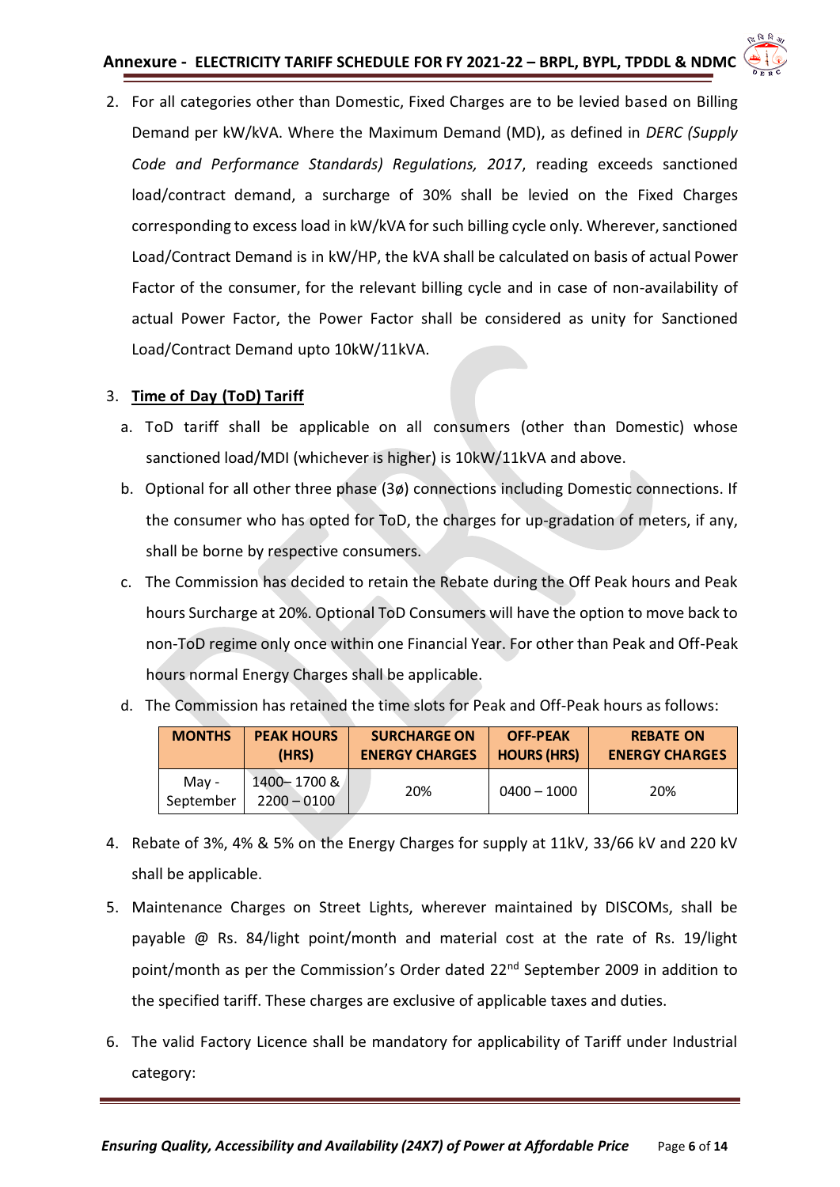2. For all categories other than Domestic, Fixed Charges are to be levied based on Billing Demand per kW/kVA. Where the Maximum Demand (MD), as defined in *DERC (Supply Code and Performance Standards) Regulations, 2017*, reading exceeds sanctioned load/contract demand, a surcharge of 30% shall be levied on the Fixed Charges corresponding to excess load in kW/kVA for such billing cycle only. Wherever, sanctioned Load/Contract Demand is in kW/HP, the kVA shall be calculated on basis of actual Power Factor of the consumer, for the relevant billing cycle and in case of non-availability of actual Power Factor, the Power Factor shall be considered as unity for Sanctioned Load/Contract Demand upto 10kW/11kVA.

3. **<u>Time of Day (ToD) Tariff</u>**

   a. ToD tariff shall be applicable on all consumers (other than Domestic) whose sanctioned load/MDI (whichever is higher) is 10kW/11kVA and above.

   b. Optional for all other three phase (3ø) connections including Domestic connections. If the consumer who has opted for ToD, the charges for up-gradation of meters, if any, shall be borne by respective consumers.

   c. The Commission has decided to retain the Rebate during the Off Peak hours and Peak hours Surcharge at 20%. Optional ToD Consumers will have the option to move back to non-ToD regime only once within one Financial Year. For other than Peak and Off-Peak hours normal Energy Charges shall be applicable.

   d. The Commission has retained the time slots for Peak and Off-Peak hours as follows:

| MONTHS | PEAK HOURS (HRS) | SURCHARGE ON ENERGY CHARGES | OFF-PEAK HOURS (HRS) | REBATE ON ENERGY CHARGES |
|---|---|---|---|---|
| May - September | 1400– 1700 & 2200 – 0100 | 20% | 0400 – 1000 | 20% |

4. Rebate of 3%, 4% & 5% on the Energy Charges for supply at 11kV, 33/66 kV and 220 kV shall be applicable.

5. Maintenance Charges on Street Lights, wherever maintained by DISCOMs, shall be payable @ Rs. 84/light point/month and material cost at the rate of Rs. 19/light point/month as per the Commission's Order dated 22nd September 2009 in addition to the specified tariff. These charges are exclusive of applicable taxes and duties.

6. The valid Factory Licence shall be mandatory for applicability of Tariff under Industrial category: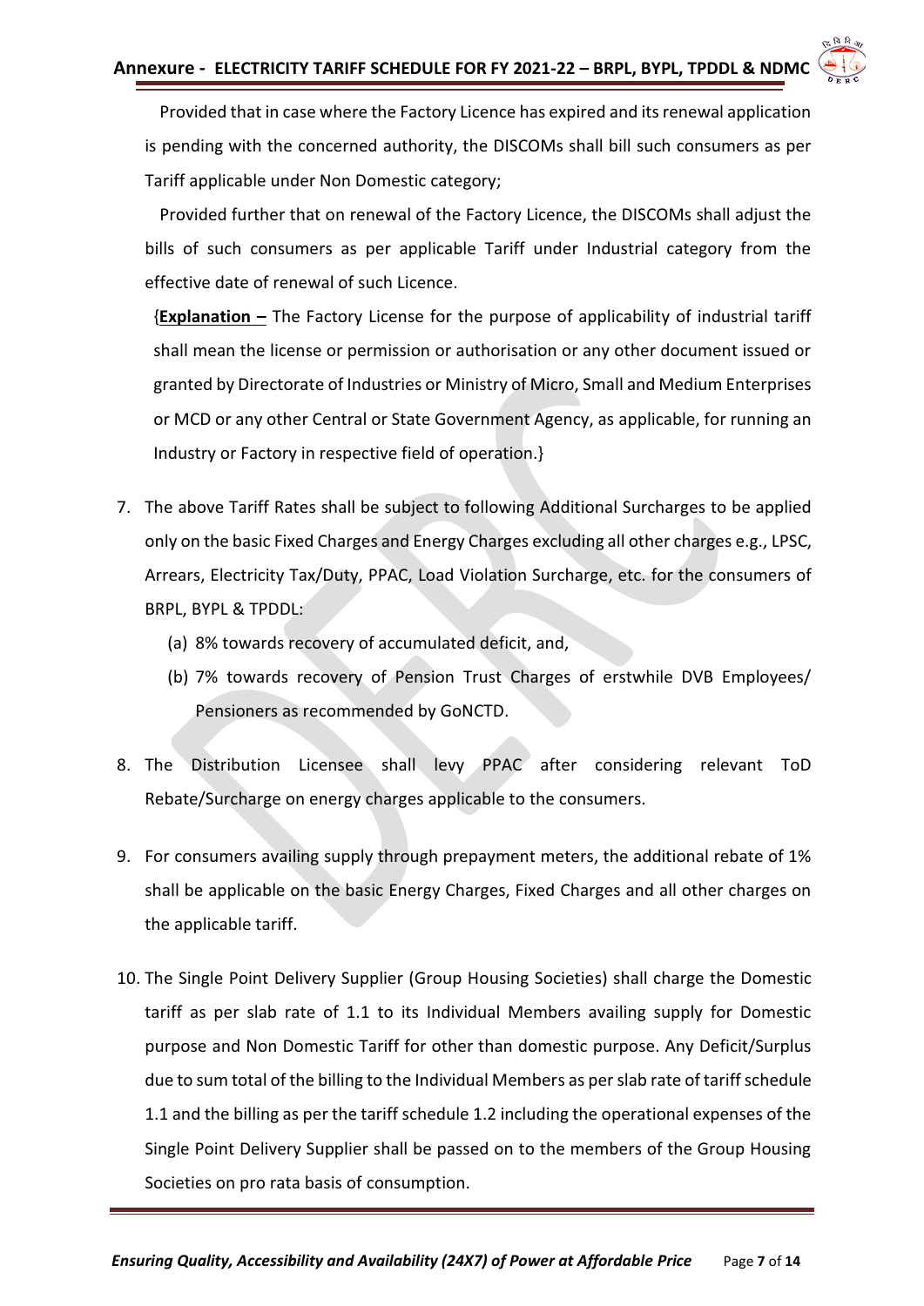Provided that in case where the Factory Licence has expired and its renewal application is pending with the concerned authority, the DISCOMs shall bill such consumers as per Tariff applicable under Non Domestic category;

Provided further that on renewal of the Factory Licence, the DISCOMs shall adjust the bills of such consumers as per applicable Tariff under Industrial category from the effective date of renewal of such Licence.

{**Explanation –** The Factory License for the purpose of applicability of industrial tariff shall mean the license or permission or authorisation or any other document issued or granted by Directorate of Industries or Ministry of Micro, Small and Medium Enterprises or MCD or any other Central or State Government Agency, as applicable, for running an Industry or Factory in respective field of operation.}

7. The above Tariff Rates shall be subject to following Additional Surcharges to be applied only on the basic Fixed Charges and Energy Charges excluding all other charges e.g., LPSC, Arrears, Electricity Tax/Duty, PPAC, Load Violation Surcharge, etc. for the consumers of BRPL, BYPL & TPDDL:
   (a) 8% towards recovery of accumulated deficit, and,
   (b) 7% towards recovery of Pension Trust Charges of erstwhile DVB Employees/ Pensioners as recommended by GoNCTD.

8. The Distribution Licensee shall levy PPAC after considering relevant ToD Rebate/Surcharge on energy charges applicable to the consumers.

9. For consumers availing supply through prepayment meters, the additional rebate of 1% shall be applicable on the basic Energy Charges, Fixed Charges and all other charges on the applicable tariff.

10. The Single Point Delivery Supplier (Group Housing Societies) shall charge the Domestic tariff as per slab rate of 1.1 to its Individual Members availing supply for Domestic purpose and Non Domestic Tariff for other than domestic purpose. Any Deficit/Surplus due to sum total of the billing to the Individual Members as per slab rate of tariff schedule 1.1 and the billing as per the tariff schedule 1.2 including the operational expenses of the Single Point Delivery Supplier shall be passed on to the members of the Group Housing Societies on pro rata basis of consumption.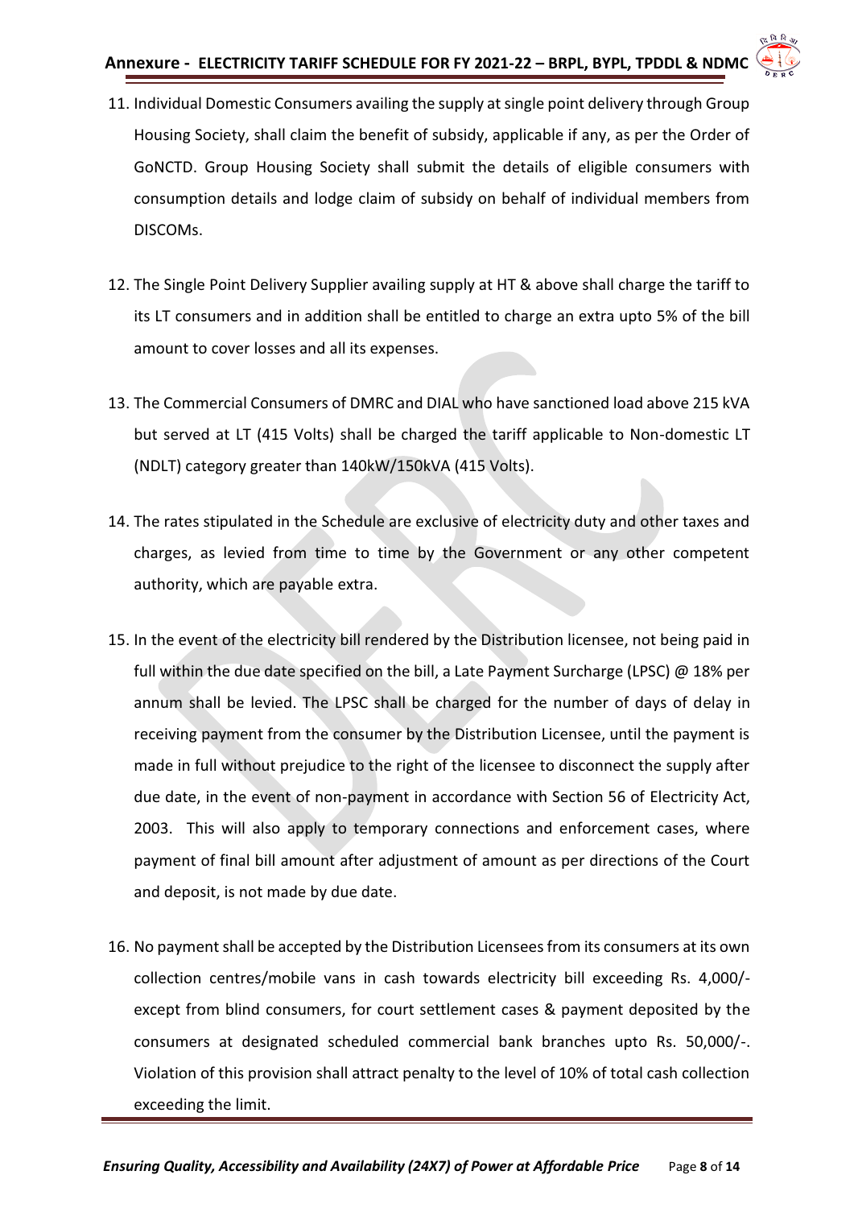11. Individual Domestic Consumers availing the supply at single point delivery through Group Housing Society, shall claim the benefit of subsidy, applicable if any, as per the Order of GoNCTD. Group Housing Society shall submit the details of eligible consumers with consumption details and lodge claim of subsidy on behalf of individual members from DISCOMs.

12. The Single Point Delivery Supplier availing supply at HT & above shall charge the tariff to its LT consumers and in addition shall be entitled to charge an extra upto 5% of the bill amount to cover losses and all its expenses.

13. The Commercial Consumers of DMRC and DIAL who have sanctioned load above 215 kVA but served at LT (415 Volts) shall be charged the tariff applicable to Non-domestic LT (NDLT) category greater than 140kW/150kVA (415 Volts).

14. The rates stipulated in the Schedule are exclusive of electricity duty and other taxes and charges, as levied from time to time by the Government or any other competent authority, which are payable extra.

15. In the event of the electricity bill rendered by the Distribution licensee, not being paid in full within the due date specified on the bill, a Late Payment Surcharge (LPSC) @ 18% per annum shall be levied. The LPSC shall be charged for the number of days of delay in receiving payment from the consumer by the Distribution Licensee, until the payment is made in full without prejudice to the right of the licensee to disconnect the supply after due date, in the event of non-payment in accordance with Section 56 of Electricity Act, 2003. This will also apply to temporary connections and enforcement cases, where payment of final bill amount after adjustment of amount as per directions of the Court and deposit, is not made by due date.

16. No payment shall be accepted by the Distribution Licensees from its consumers at its own collection centres/mobile vans in cash towards electricity bill exceeding Rs. 4,000/- except from blind consumers, for court settlement cases & payment deposited by the consumers at designated scheduled commercial bank branches upto Rs. 50,000/-. Violation of this provision shall attract penalty to the level of 10% of total cash collection exceeding the limit.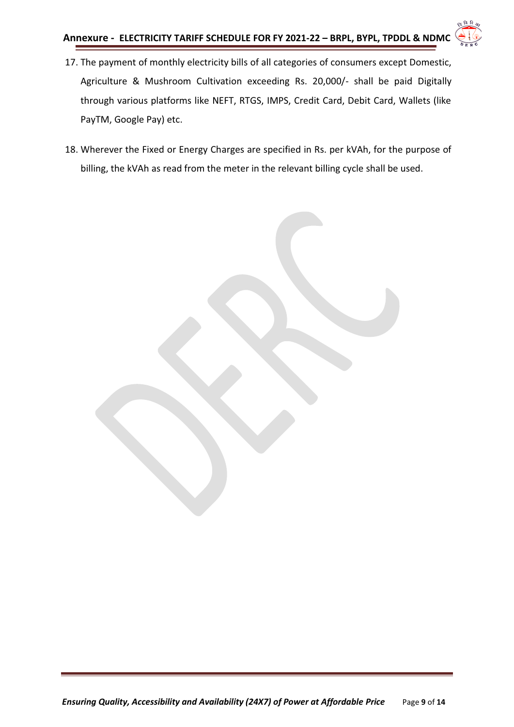17. The payment of monthly electricity bills of all categories of consumers except Domestic, Agriculture & Mushroom Cultivation exceeding Rs. 20,000/- shall be paid Digitally through various platforms like NEFT, RTGS, IMPS, Credit Card, Debit Card, Wallets (like PayTM, Google Pay) etc.

18. Wherever the Fixed or Energy Charges are specified in Rs. per kVAh, for the purpose of billing, the kVAh as read from the meter in the relevant billing cycle shall be used.